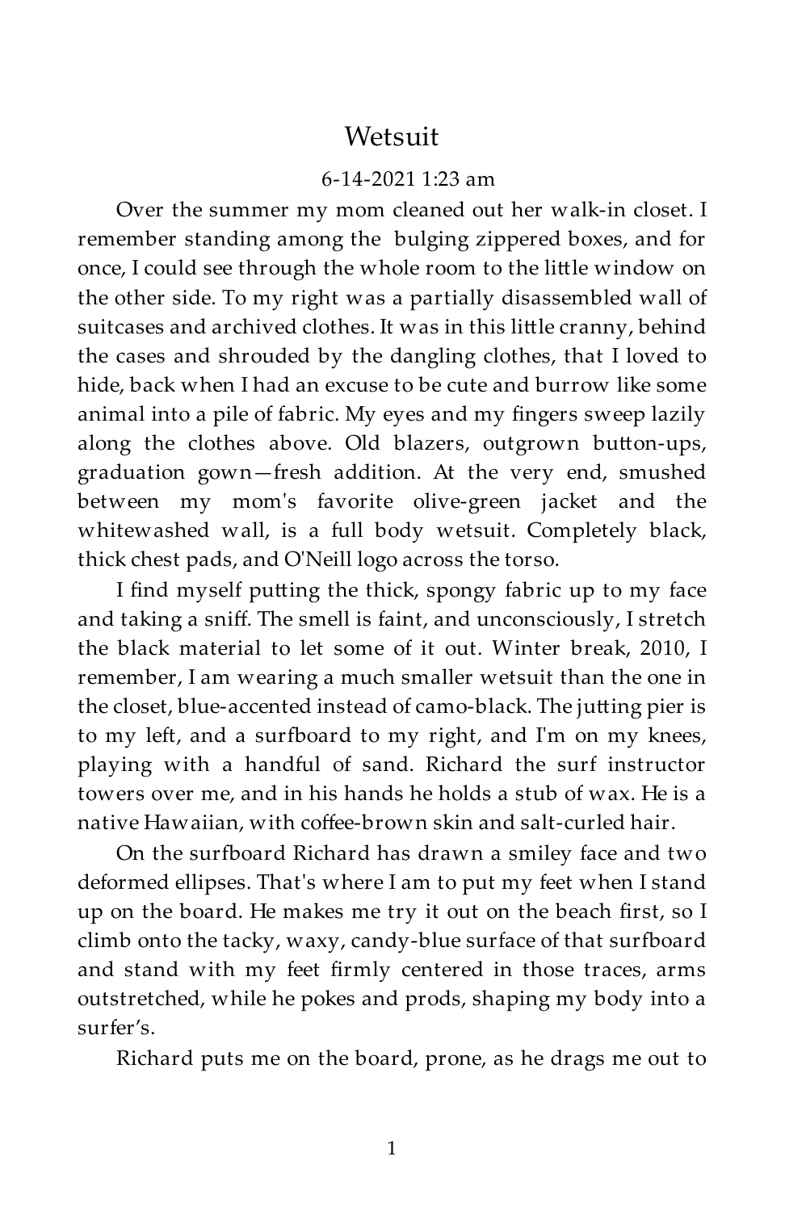# Wetsuit

6-14-2021 1:23 am

Over the summer my mom cleaned out her walk-in closet. I remember standing among the bulging zippered boxes, and for once, I could see through the whole room to the little window on the other side. To my right was a partially disassembled wall of suitcases and archived clothes. It was in this little cranny, behind the cases and shrouded by the dangling clothes, that I loved to hide, back when I had an excuse to be cute and burrow like some animal into a pile of fabric. My eyes and my fingers sweep lazily along the clothes above. Old blazers, outgrown button-ups, graduation gown—fresh addition. At the very end, smushed between my mom's favorite olive-green jacket and the whitewashed wall, is a full body wetsuit. Completely black, thick chest pads, and O'Neill logo across the torso.

I find myself putting the thick, spongy fabric up to my face and taking a sniff. The smell is faint, and unconsciously, I stretch the black material to let some of it out. Winter break, 2010, I remember, I am wearing a much smaller wetsuit than the one in the closet, blue-accented instead of camo-black. The jutting pier is to my left, and a surfboard to my right, and I'm on my knees, playing with a handful of sand. Richard the surf instructor towers over me, and in his hands he holds a stub of wax. He is a native Hawaiian, with coffee-brown skin and salt-curled hair.

On the surfboard Richard has drawn a smiley face and two deformed ellipses. That's where I am to put my feet when I stand up on the board. He makes me try it out on the beach first, so I climb onto the tacky, waxy, candy-blue surface of that surfboard and stand with my feet firmly centered in those traces, arms outstretched, while he pokes and prods, shaping my body into a surfer's.

Richard puts me on the board, prone, as he drags me out to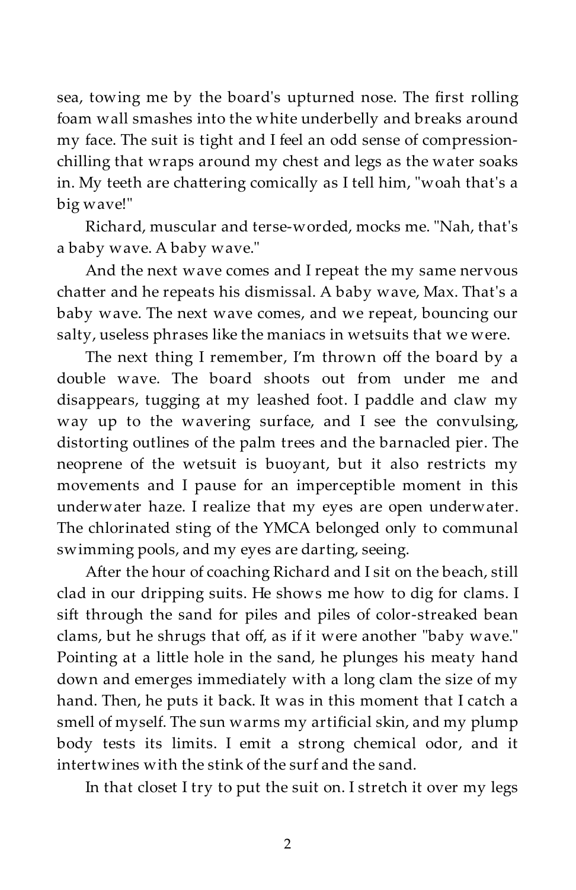sea, towing me by the board's upturned nose. The first rolling foam wall smashes into the white underbelly and breaks around my face. The suit is tight and I feel an odd sense of compression-chilling that wraps around my chest and legs as the water soaks in. My teeth are chattering comically as I tell him, "woah that's a big wave!"

Richard, muscular and terse-worded, mocks me. "Nah, that's a baby wave. A baby wave."

And the next wave comes and I repeat the my same nervous chatter and he repeats his dismissal. A baby wave, Max. That's a baby wave. The next wave comes, and we repeat, bouncing our salty, useless phrases like the maniacs in wetsuits that we were.

The next thing I remember, I'm thrown off the board by a double wave. The board shoots out from under me and disappears, tugging at my leashed foot. I paddle and claw my way up to the wavering surface, and I see the convulsing, distorting outlines of the palm trees and the barnacled pier. The neoprene of the wetsuit is buoyant, but it also restricts my movements and I pause for an imperceptible moment in this underwater haze. I realize that my eyes are open underwater. The chlorinated sting of the YMCA belonged only to communal swimming pools, and my eyes are darting, seeing.

After the hour of coaching Richard and I sit on the beach, still clad in our dripping suits. He shows me how to dig for clams. I sift through the sand for piles and piles of color-streaked bean clams, but he shrugs that off, as if it were another "baby wave." Pointing at a little hole in the sand, he plunges his meaty hand down and emerges immediately with a long clam the size of my hand. Then, he puts it back. It was in this moment that I catch a smell of myself. The sun warms my artificial skin, and my plump body tests its limits. I emit a strong chemical odor, and it intertwines with the stink of the surf and the sand.

In that closet I try to put the suit on. I stretch it over my legs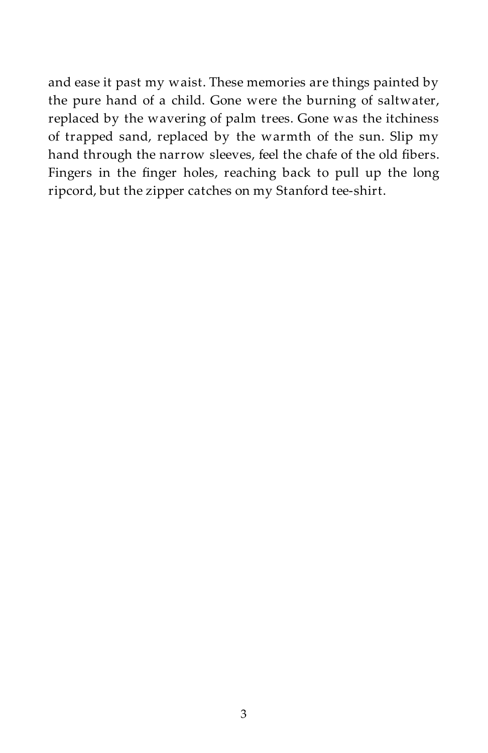and ease it past my waist. These memories are things painted by the pure hand of a child. Gone were the burning of saltwater, replaced by the wavering of palm trees. Gone was the itchiness of trapped sand, replaced by the warmth of the sun. Slip my hand through the narrow sleeves, feel the chafe of the old fibers. Fingers in the finger holes, reaching back to pull up the long ripcord, but the zipper catches on my Stanford tee-shirt.